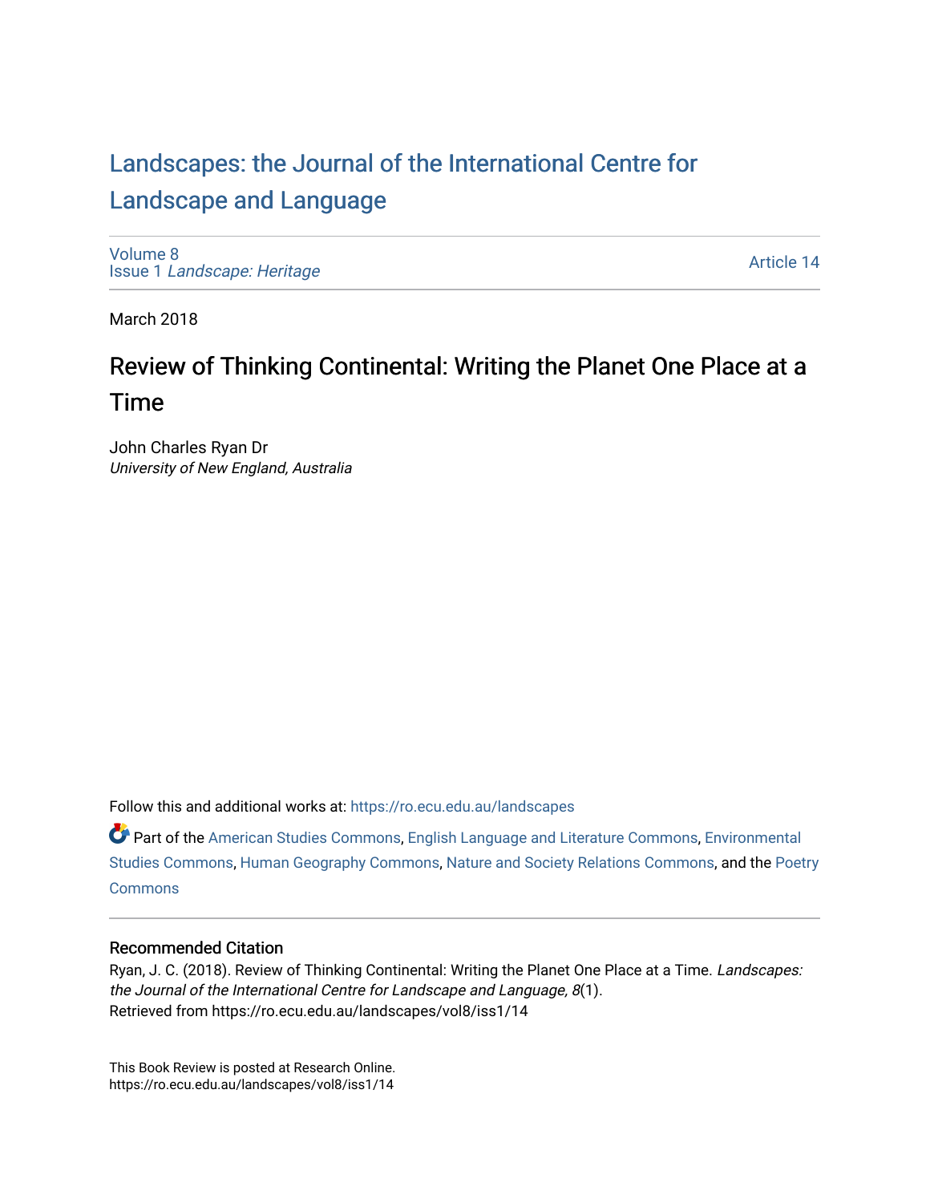# Landscapes: the Journal of the International Centre for Landscape and Language

Volume 8
Issue 1 *Landscape: Heritage*

Article 14

March 2018

## Review of Thinking Continental: Writing the Planet One Place at a Time

John Charles Ryan Dr
*University of New England, Australia*

Follow this and additional works at: https://ro.ecu.edu.au/landscapes

Part of the American Studies Commons, English Language and Literature Commons, Environmental Studies Commons, Human Geography Commons, Nature and Society Relations Commons, and the Poetry Commons

### Recommended Citation

Ryan, J. C. (2018). Review of Thinking Continental: Writing the Planet One Place at a Time. *Landscapes: the Journal of the International Centre for Landscape and Language, 8*(1).
Retrieved from https://ro.ecu.edu.au/landscapes/vol8/iss1/14

This Book Review is posted at Research Online.
https://ro.ecu.edu.au/landscapes/vol8/iss1/14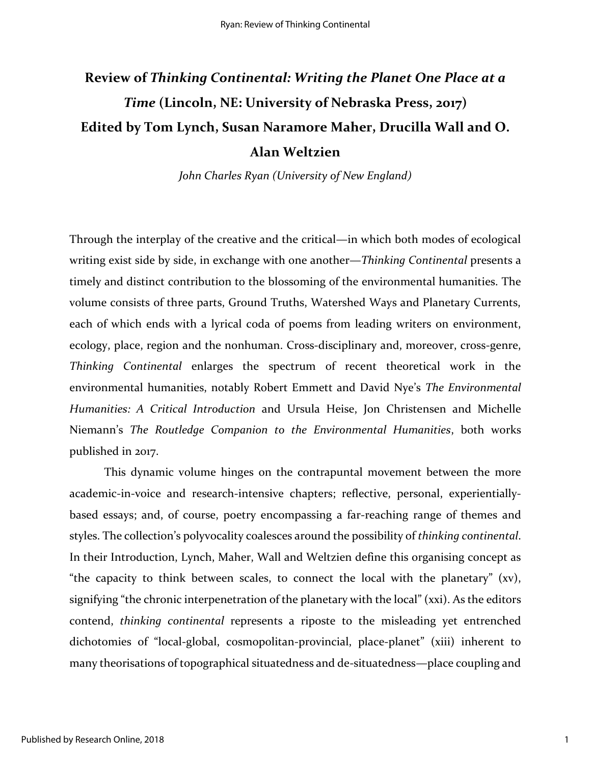# Review of *Thinking Continental: Writing the Planet One Place at a Time* (Lincoln, NE: University of Nebraska Press, 2017) Edited by Tom Lynch, Susan Naramore Maher, Drucilla Wall and O. Alan Weltzien

*John Charles Ryan (University of New England)*

Through the interplay of the creative and the critical—in which both modes of ecological writing exist side by side, in exchange with one another—*Thinking Continental* presents a timely and distinct contribution to the blossoming of the environmental humanities. The volume consists of three parts, Ground Truths, Watershed Ways and Planetary Currents, each of which ends with a lyrical coda of poems from leading writers on environment, ecology, place, region and the nonhuman. Cross-disciplinary and, moreover, cross-genre, *Thinking Continental* enlarges the spectrum of recent theoretical work in the environmental humanities, notably Robert Emmett and David Nye's *The Environmental Humanities: A Critical Introduction* and Ursula Heise, Jon Christensen and Michelle Niemann's *The Routledge Companion to the Environmental Humanities*, both works published in 2017.

This dynamic volume hinges on the contrapuntal movement between the more academic-in-voice and research-intensive chapters; reflective, personal, experientially-based essays; and, of course, poetry encompassing a far-reaching range of themes and styles. The collection's polyvocality coalesces around the possibility of *thinking continental*. In their Introduction, Lynch, Maher, Wall and Weltzien define this organising concept as "the capacity to think between scales, to connect the local with the planetary" (xv), signifying "the chronic interpenetration of the planetary with the local" (xxi). As the editors contend, *thinking continental* represents a riposte to the misleading yet entrenched dichotomies of "local-global, cosmopolitan-provincial, place-planet" (xiii) inherent to many theorisations of topographical situatedness and de-situatedness—place coupling and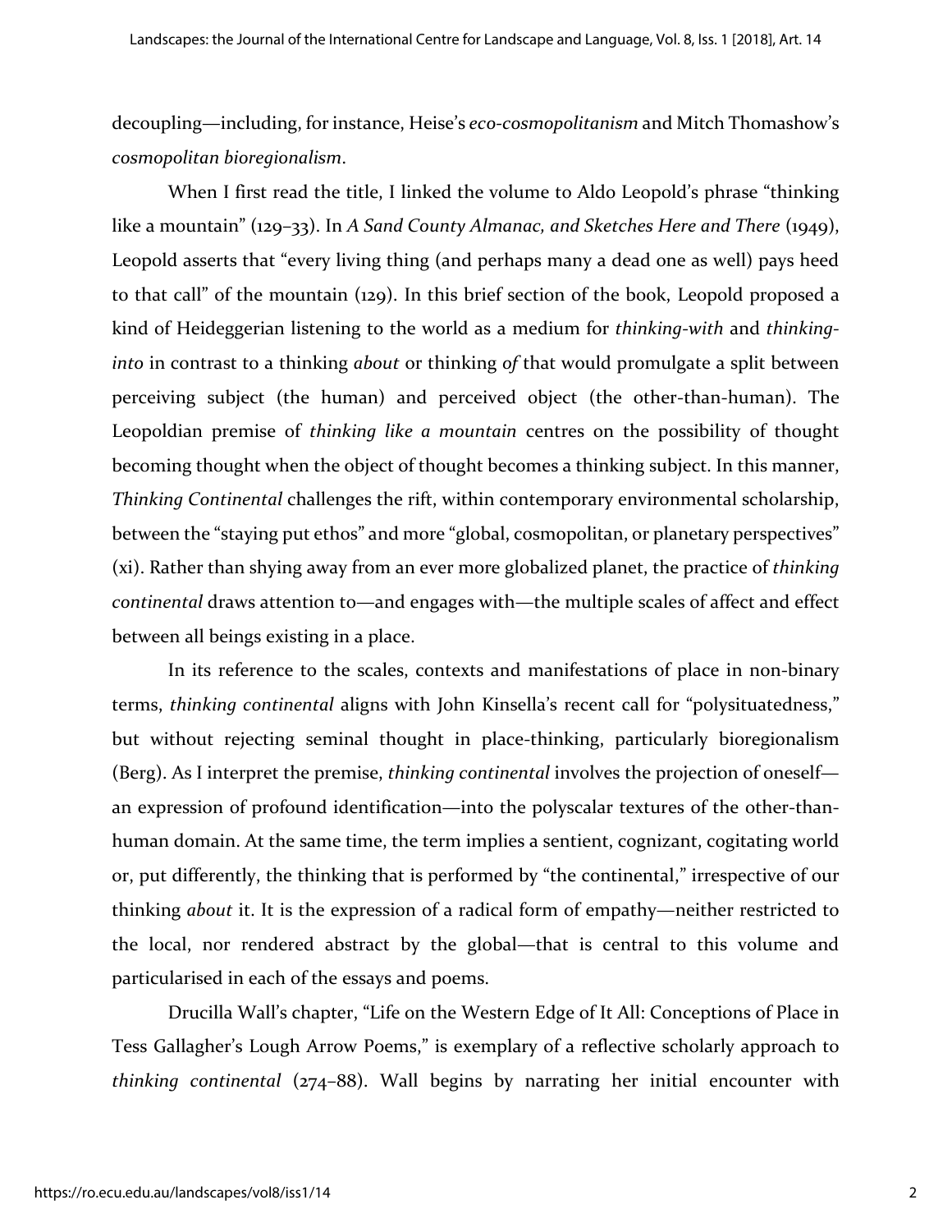decoupling—including, for instance, Heise's *eco-cosmopolitanism* and Mitch Thomashow's *cosmopolitan bioregionalism*.

When I first read the title, I linked the volume to Aldo Leopold's phrase "thinking like a mountain" (129–33). In *A Sand County Almanac, and Sketches Here and There* (1949), Leopold asserts that "every living thing (and perhaps many a dead one as well) pays heed to that call" of the mountain (129). In this brief section of the book, Leopold proposed a kind of Heideggerian listening to the world as a medium for *thinking-with* and *thinking-into* in contrast to a thinking *about* or thinking *of* that would promulgate a split between perceiving subject (the human) and perceived object (the other-than-human). The Leopoldian premise of *thinking like a mountain* centres on the possibility of thought becoming thought when the object of thought becomes a thinking subject. In this manner, *Thinking Continental* challenges the rift, within contemporary environmental scholarship, between the "staying put ethos" and more "global, cosmopolitan, or planetary perspectives" (xi). Rather than shying away from an ever more globalized planet, the practice of *thinking continental* draws attention to—and engages with—the multiple scales of affect and effect between all beings existing in a place.

In its reference to the scales, contexts and manifestations of place in non-binary terms, *thinking continental* aligns with John Kinsella's recent call for "polysituatedness," but without rejecting seminal thought in place-thinking, particularly bioregionalism (Berg). As I interpret the premise, *thinking continental* involves the projection of oneself—an expression of profound identification—into the polyscalar textures of the other-than-human domain. At the same time, the term implies a sentient, cognizant, cogitating world or, put differently, the thinking that is performed by "the continental," irrespective of our thinking *about* it. It is the expression of a radical form of empathy—neither restricted to the local, nor rendered abstract by the global—that is central to this volume and particularised in each of the essays and poems.

Drucilla Wall's chapter, "Life on the Western Edge of It All: Conceptions of Place in Tess Gallagher's Lough Arrow Poems," is exemplary of a reflective scholarly approach to *thinking continental* (274–88). Wall begins by narrating her initial encounter with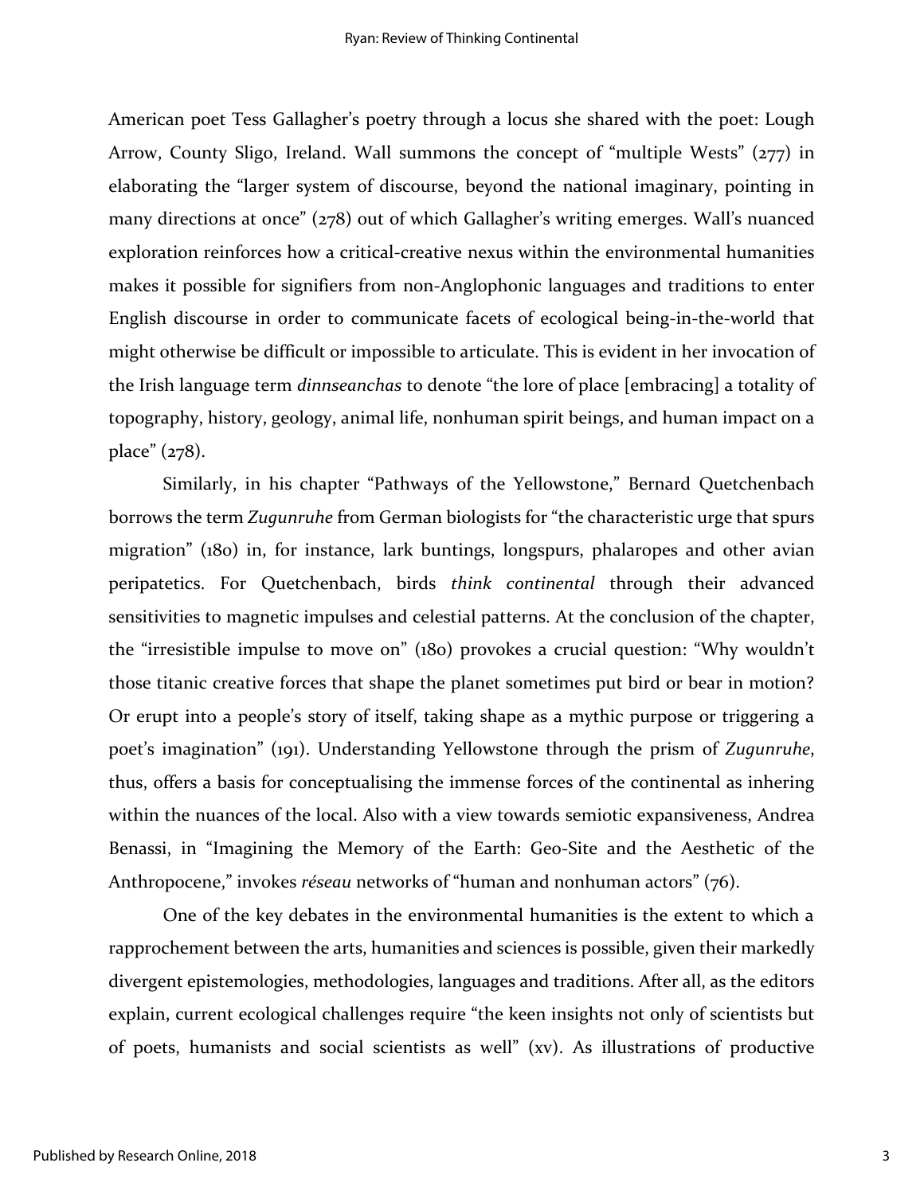American poet Tess Gallagher's poetry through a locus she shared with the poet: Lough Arrow, County Sligo, Ireland. Wall summons the concept of "multiple Wests" (277) in elaborating the "larger system of discourse, beyond the national imaginary, pointing in many directions at once" (278) out of which Gallagher's writing emerges. Wall's nuanced exploration reinforces how a critical-creative nexus within the environmental humanities makes it possible for signifiers from non-Anglophonic languages and traditions to enter English discourse in order to communicate facets of ecological being-in-the-world that might otherwise be difficult or impossible to articulate. This is evident in her invocation of the Irish language term *dinnseanchas* to denote "the lore of place [embracing] a totality of topography, history, geology, animal life, nonhuman spirit beings, and human impact on a place" (278).

Similarly, in his chapter "Pathways of the Yellowstone," Bernard Quetchenbach borrows the term *Zugunruhe* from German biologists for "the characteristic urge that spurs migration" (180) in, for instance, lark buntings, longspurs, phalaropes and other avian peripatetics. For Quetchenbach, birds *think continental* through their advanced sensitivities to magnetic impulses and celestial patterns. At the conclusion of the chapter, the "irresistible impulse to move on" (180) provokes a crucial question: "Why wouldn't those titanic creative forces that shape the planet sometimes put bird or bear in motion? Or erupt into a people's story of itself, taking shape as a mythic purpose or triggering a poet's imagination" (191). Understanding Yellowstone through the prism of *Zugunruhe*, thus, offers a basis for conceptualising the immense forces of the continental as inhering within the nuances of the local. Also with a view towards semiotic expansiveness, Andrea Benassi, in "Imagining the Memory of the Earth: Geo-Site and the Aesthetic of the Anthropocene," invokes *réseau* networks of "human and nonhuman actors" (76).

One of the key debates in the environmental humanities is the extent to which a rapprochement between the arts, humanities and sciences is possible, given their markedly divergent epistemologies, methodologies, languages and traditions. After all, as the editors explain, current ecological challenges require "the keen insights not only of scientists but of poets, humanists and social scientists as well" (xv). As illustrations of productive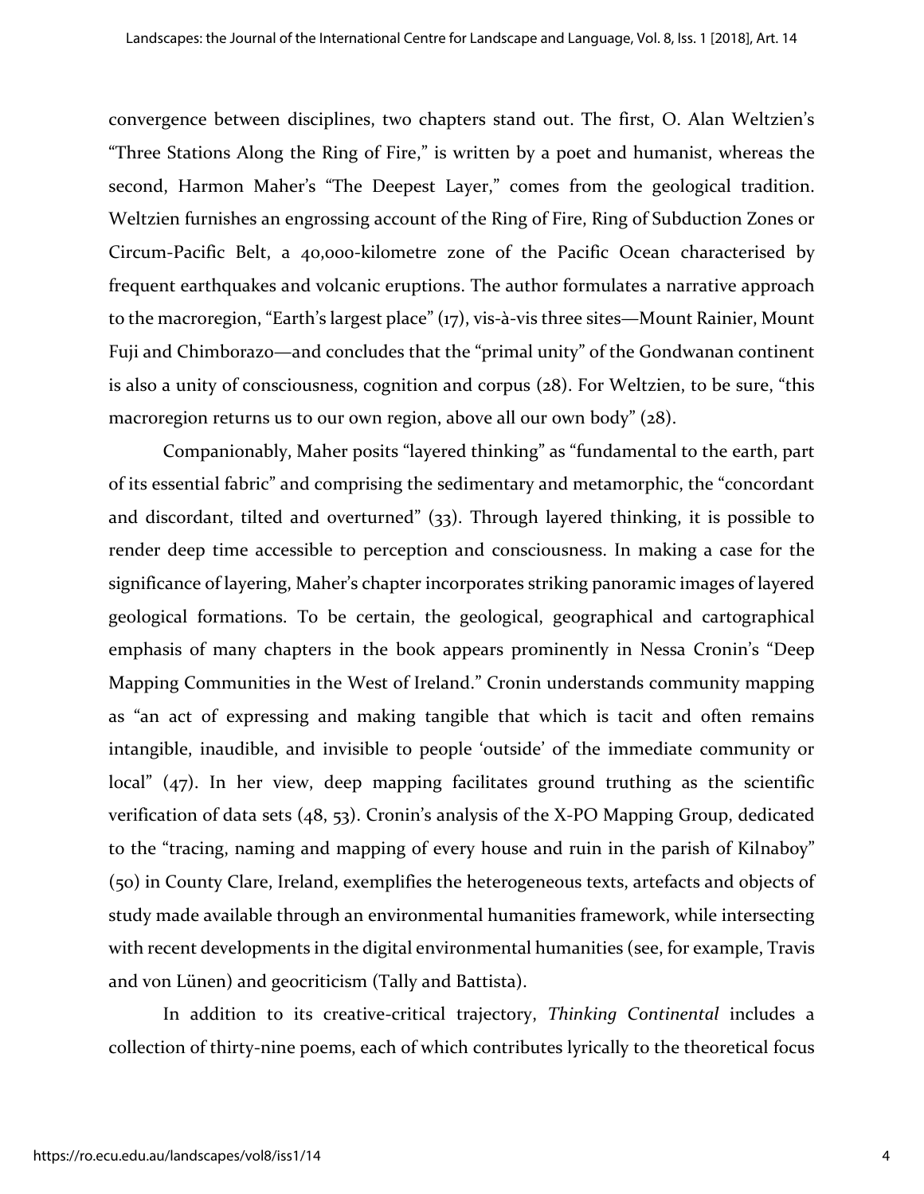convergence between disciplines, two chapters stand out. The first, O. Alan Weltzien's "Three Stations Along the Ring of Fire," is written by a poet and humanist, whereas the second, Harmon Maher's "The Deepest Layer," comes from the geological tradition. Weltzien furnishes an engrossing account of the Ring of Fire, Ring of Subduction Zones or Circum-Pacific Belt, a 40,000-kilometre zone of the Pacific Ocean characterised by frequent earthquakes and volcanic eruptions. The author formulates a narrative approach to the macroregion, "Earth's largest place" (17), vis-à-vis three sites—Mount Rainier, Mount Fuji and Chimborazo—and concludes that the "primal unity" of the Gondwanan continent is also a unity of consciousness, cognition and corpus (28). For Weltzien, to be sure, "this macroregion returns us to our own region, above all our own body" (28).

Companionably, Maher posits "layered thinking" as "fundamental to the earth, part of its essential fabric" and comprising the sedimentary and metamorphic, the "concordant and discordant, tilted and overturned" (33). Through layered thinking, it is possible to render deep time accessible to perception and consciousness. In making a case for the significance of layering, Maher's chapter incorporates striking panoramic images of layered geological formations. To be certain, the geological, geographical and cartographical emphasis of many chapters in the book appears prominently in Nessa Cronin's "Deep Mapping Communities in the West of Ireland." Cronin understands community mapping as "an act of expressing and making tangible that which is tacit and often remains intangible, inaudible, and invisible to people 'outside' of the immediate community or local" (47). In her view, deep mapping facilitates ground truthing as the scientific verification of data sets (48, 53). Cronin's analysis of the X-PO Mapping Group, dedicated to the "tracing, naming and mapping of every house and ruin in the parish of Kilnaboy" (50) in County Clare, Ireland, exemplifies the heterogeneous texts, artefacts and objects of study made available through an environmental humanities framework, while intersecting with recent developments in the digital environmental humanities (see, for example, Travis and von Lünen) and geocriticism (Tally and Battista).

In addition to its creative-critical trajectory, *Thinking Continental* includes a collection of thirty-nine poems, each of which contributes lyrically to the theoretical focus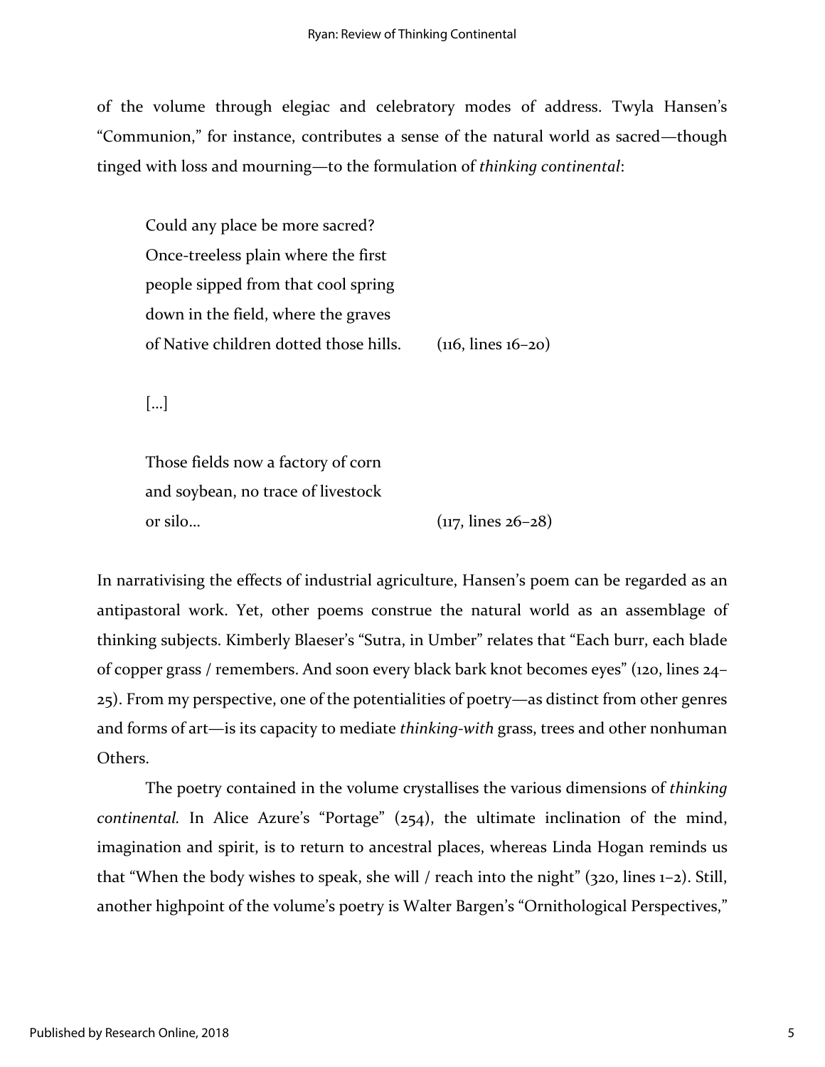of the volume through elegiac and celebratory modes of address. Twyla Hansen's "Communion," for instance, contributes a sense of the natural world as sacred—though tinged with loss and mourning—to the formulation of *thinking continental*:

> Could any place be more sacred?  
> Once-treeless plain where the first  
> people sipped from that cool spring  
> down in the field, where the graves  
> of Native children dotted those hills. (116, lines 16–20)
>
> […]
>
> Those fields now a factory of corn  
> and soybean, no trace of livestock  
> or silo… (117, lines 26–28)

In narrativising the effects of industrial agriculture, Hansen's poem can be regarded as an antipastoral work. Yet, other poems construe the natural world as an assemblage of thinking subjects. Kimberly Blaeser's "Sutra, in Umber" relates that "Each burr, each blade of copper grass / remembers. And soon every black bark knot becomes eyes" (120, lines 24–25). From my perspective, one of the potentialities of poetry—as distinct from other genres and forms of art—is its capacity to mediate *thinking-with* grass, trees and other nonhuman Others.

The poetry contained in the volume crystallises the various dimensions of *thinking continental*. In Alice Azure's "Portage" (254), the ultimate inclination of the mind, imagination and spirit, is to return to ancestral places, whereas Linda Hogan reminds us that "When the body wishes to speak, she will / reach into the night" (320, lines 1–2). Still, another highpoint of the volume's poetry is Walter Bargen's "Ornithological Perspectives,"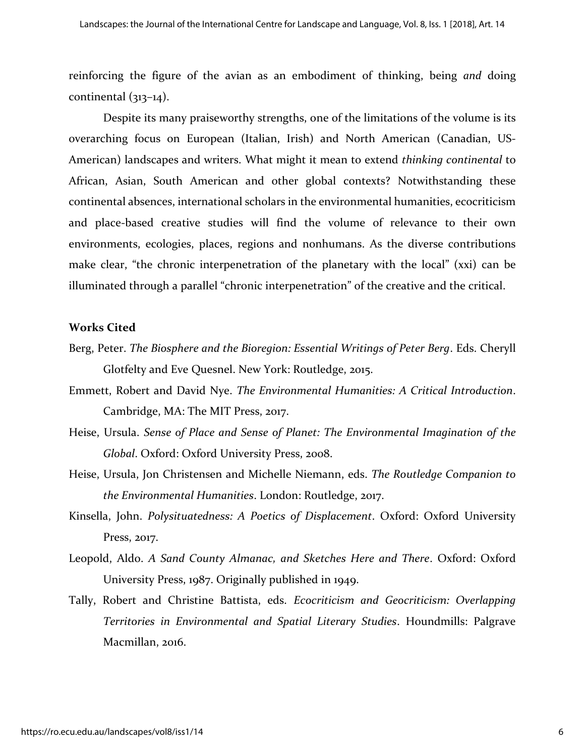reinforcing the figure of the avian as an embodiment of thinking, being *and* doing continental (313–14).

Despite its many praiseworthy strengths, one of the limitations of the volume is its overarching focus on European (Italian, Irish) and North American (Canadian, US-American) landscapes and writers. What might it mean to extend *thinking continental* to African, Asian, South American and other global contexts? Notwithstanding these continental absences, international scholars in the environmental humanities, ecocriticism and place-based creative studies will find the volume of relevance to their own environments, ecologies, places, regions and nonhumans. As the diverse contributions make clear, "the chronic interpenetration of the planetary with the local" (xxi) can be illuminated through a parallel "chronic interpenetration" of the creative and the critical.

**Works Cited**

Berg, Peter. *The Biosphere and the Bioregion: Essential Writings of Peter Berg*. Eds. Cheryll Glotfelty and Eve Quesnel. New York: Routledge, 2015.

Emmett, Robert and David Nye. *The Environmental Humanities: A Critical Introduction*. Cambridge, MA: The MIT Press, 2017.

Heise, Ursula. *Sense of Place and Sense of Planet: The Environmental Imagination of the Global*. Oxford: Oxford University Press, 2008.

Heise, Ursula, Jon Christensen and Michelle Niemann, eds. *The Routledge Companion to the Environmental Humanities*. London: Routledge, 2017.

Kinsella, John. *Polysituatedness: A Poetics of Displacement*. Oxford: Oxford University Press, 2017.

Leopold, Aldo. *A Sand County Almanac, and Sketches Here and There*. Oxford: Oxford University Press, 1987. Originally published in 1949.

Tally, Robert and Christine Battista, eds. *Ecocriticism and Geocriticism: Overlapping Territories in Environmental and Spatial Literary Studies*. Houndmills: Palgrave Macmillan, 2016.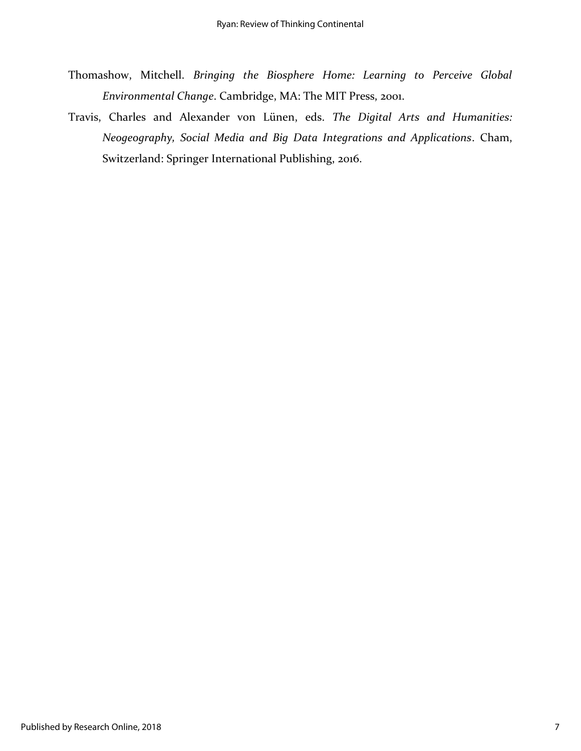Thomashow, Mitchell. *Bringing the Biosphere Home: Learning to Perceive Global Environmental Change*. Cambridge, MA: The MIT Press, 2001.

Travis, Charles and Alexander von Lünen, eds. *The Digital Arts and Humanities: Neogeography, Social Media and Big Data Integrations and Applications*. Cham, Switzerland: Springer International Publishing, 2016.